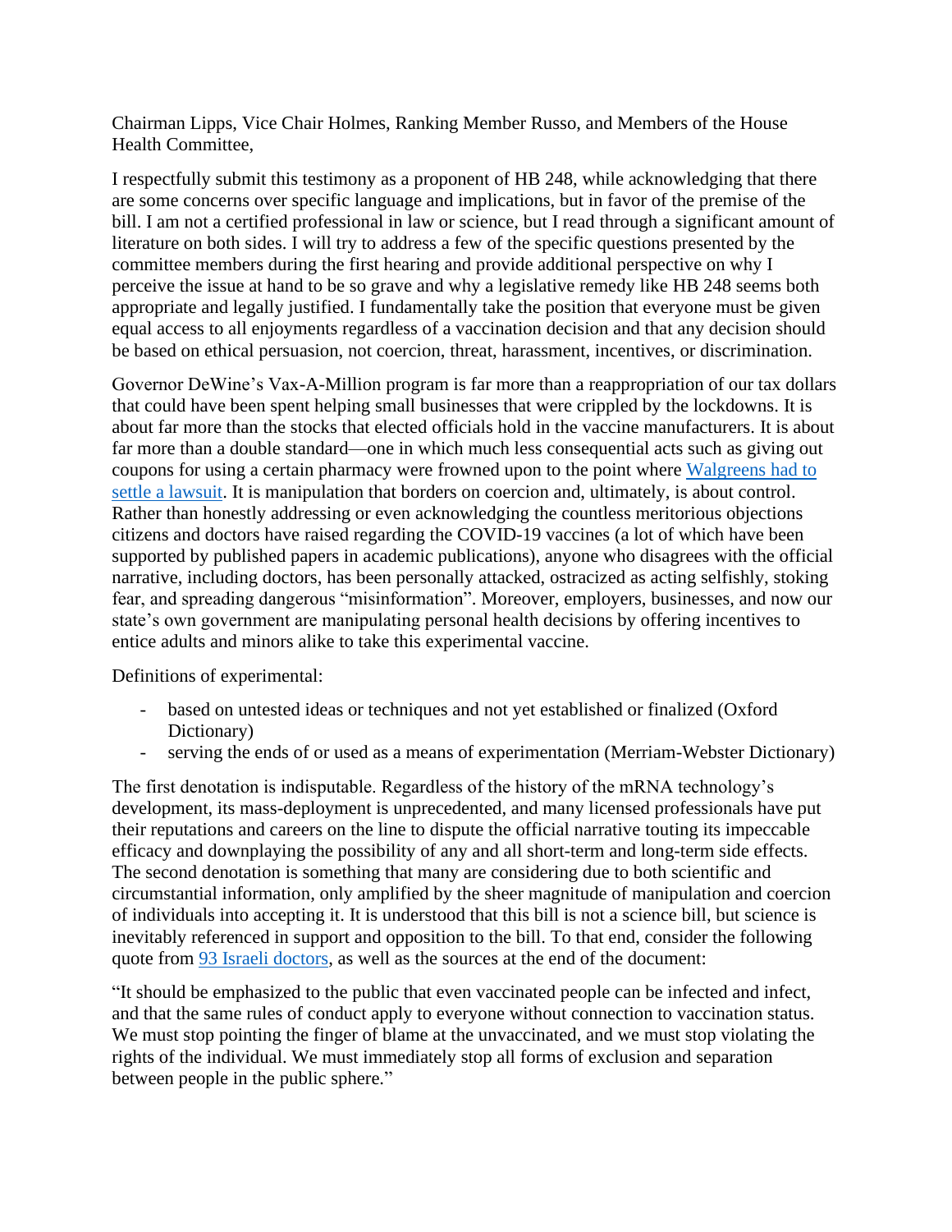Chairman Lipps, Vice Chair Holmes, Ranking Member Russo, and Members of the House Health Committee,

I respectfully submit this testimony as a proponent of HB 248, while acknowledging that there are some concerns over specific language and implications, but in favor of the premise of the bill. I am not a certified professional in law or science, but I read through a significant amount of literature on both sides. I will try to address a few of the specific questions presented by the committee members during the first hearing and provide additional perspective on why I perceive the issue at hand to be so grave and why a legislative remedy like HB 248 seems both appropriate and legally justified. I fundamentally take the position that everyone must be given equal access to all enjoyments regardless of a vaccination decision and that any decision should be based on ethical persuasion, not coercion, threat, harassment, incentives, or discrimination.

Governor DeWine's Vax-A-Million program is far more than a reappropriation of our tax dollars that could have been spent helping small businesses that were crippled by the lockdowns. It is about far more than the stocks that elected officials hold in the vaccine manufacturers. It is about far more than a double standard—one in which much less consequential acts such as giving out coupons for using a certain pharmacy were frowned upon to the point where Walgreens had to settle a lawsuit. It is manipulation that borders on coercion and, ultimately, is about control. Rather than honestly addressing or even acknowledging the countless meritorious objections citizens and doctors have raised regarding the COVID-19 vaccines (a lot of which have been supported by published papers in academic publications), anyone who disagrees with the official narrative, including doctors, has been personally attacked, ostracized as acting selfishly, stoking fear, and spreading dangerous "misinformation". Moreover, employers, businesses, and now our state's own government are manipulating personal health decisions by offering incentives to entice adults and minors alike to take this experimental vaccine.

Definitions of experimental:

- based on untested ideas or techniques and not yet established or finalized (Oxford Dictionary)
- serving the ends of or used as a means of experimentation (Merriam-Webster Dictionary)

The first denotation is indisputable. Regardless of the history of the mRNA technology's development, its mass-deployment is unprecedented, and many licensed professionals have put their reputations and careers on the line to dispute the official narrative touting its impeccable efficacy and downplaying the possibility of any and all short-term and long-term side effects. The second denotation is something that many are considering due to both scientific and circumstantial information, only amplified by the sheer magnitude of manipulation and coercion of individuals into accepting it. It is understood that this bill is not a science bill, but science is inevitably referenced in support and opposition to the bill. To that end, consider the following quote from 93 Israeli doctors, as well as the sources at the end of the document:

"It should be emphasized to the public that even vaccinated people can be infected and infect, and that the same rules of conduct apply to everyone without connection to vaccination status. We must stop pointing the finger of blame at the unvaccinated, and we must stop violating the rights of the individual. We must immediately stop all forms of exclusion and separation between people in the public sphere."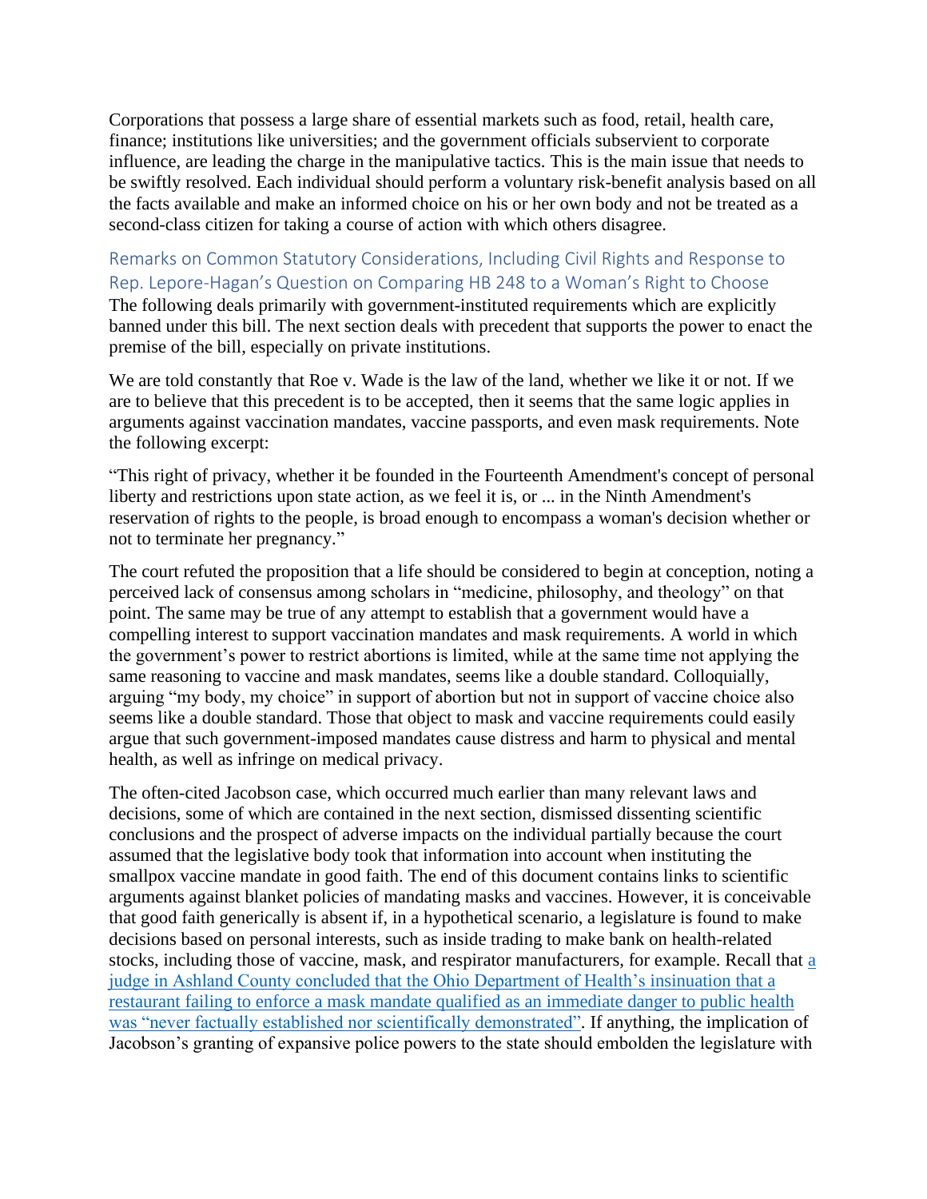Corporations that possess a large share of essential markets such as food, retail, health care, finance; institutions like universities; and the government officials subservient to corporate influence, are leading the charge in the manipulative tactics. This is the main issue that needs to be swiftly resolved. Each individual should perform a voluntary risk-benefit analysis based on all the facts available and make an informed choice on his or her own body and not be treated as a second-class citizen for taking a course of action with which others disagree.

## Remarks on Common Statutory Considerations, Including Civil Rights and Response to Rep. Lepore-Hagan's Question on Comparing HB 248 to a Woman's Right to Choose

The following deals primarily with government-instituted requirements which are explicitly banned under this bill. The next section deals with precedent that supports the power to enact the premise of the bill, especially on private institutions.

We are told constantly that Roe v. Wade is the law of the land, whether we like it or not. If we are to believe that this precedent is to be accepted, then it seems that the same logic applies in arguments against vaccination mandates, vaccine passports, and even mask requirements. Note the following excerpt:

"This right of privacy, whether it be founded in the Fourteenth Amendment's concept of personal liberty and restrictions upon state action, as we feel it is, or ... in the Ninth Amendment's reservation of rights to the people, is broad enough to encompass a woman's decision whether or not to terminate her pregnancy."

The court refuted the proposition that a life should be considered to begin at conception, noting a perceived lack of consensus among scholars in "medicine, philosophy, and theology" on that point. The same may be true of any attempt to establish that a government would have a compelling interest to support vaccination mandates and mask requirements. A world in which the government's power to restrict abortions is limited, while at the same time not applying the same reasoning to vaccine and mask mandates, seems like a double standard. Colloquially, arguing "my body, my choice" in support of abortion but not in support of vaccine choice also seems like a double standard. Those that object to mask and vaccine requirements could easily argue that such government-imposed mandates cause distress and harm to physical and mental health, as well as infringe on medical privacy.

The often-cited Jacobson case, which occurred much earlier than many relevant laws and decisions, some of which are contained in the next section, dismissed dissenting scientific conclusions and the prospect of adverse impacts on the individual partially because the court assumed that the legislative body took that information into account when instituting the smallpox vaccine mandate in good faith. The end of this document contains links to scientific arguments against blanket policies of mandating masks and vaccines. However, it is conceivable that good faith generically is absent if, in a hypothetical scenario, a legislature is found to make decisions based on personal interests, such as inside trading to make bank on health-related stocks, including those of vaccine, mask, and respirator manufacturers, for example. Recall that a judge in Ashland County concluded that the Ohio Department of Health's insinuation that a restaurant failing to enforce a mask mandate qualified as an immediate danger to public health was "never factually established nor scientifically demonstrated". If anything, the implication of Jacobson's granting of expansive police powers to the state should embolden the legislature with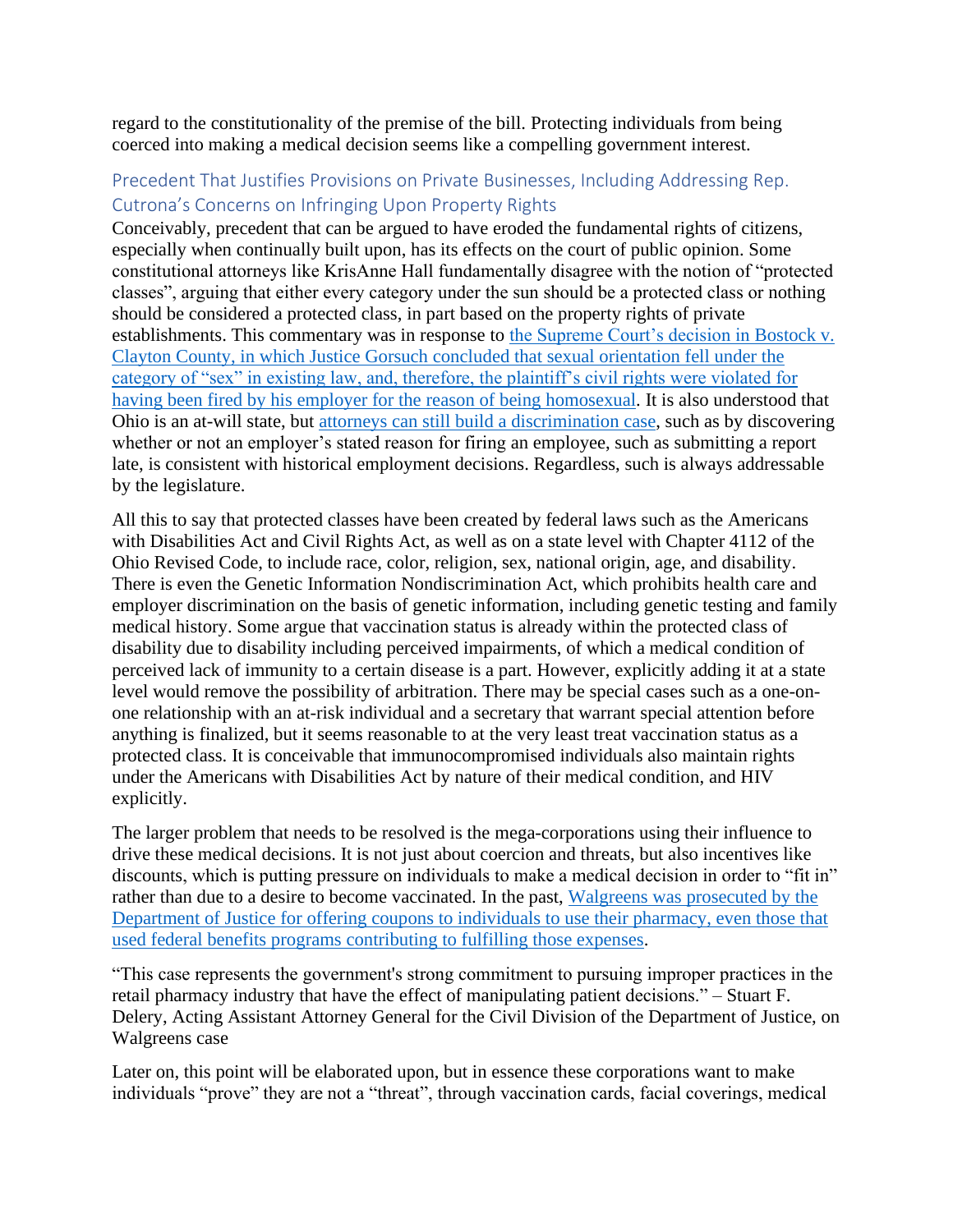regard to the constitutionality of the premise of the bill. Protecting individuals from being coerced into making a medical decision seems like a compelling government interest.

## Precedent That Justifies Provisions on Private Businesses, Including Addressing Rep. Cutrona's Concerns on Infringing Upon Property Rights

Conceivably, precedent that can be argued to have eroded the fundamental rights of citizens, especially when continually built upon, has its effects on the court of public opinion. Some constitutional attorneys like KrisAnne Hall fundamentally disagree with the notion of "protected classes", arguing that either every category under the sun should be a protected class or nothing should be considered a protected class, in part based on the property rights of private establishments. This commentary was in response to the Supreme Court's decision in Bostock v. Clayton County, in which Justice Gorsuch concluded that sexual orientation fell under the category of "sex" in existing law, and, therefore, the plaintiff's civil rights were violated for having been fired by his employer for the reason of being homosexual. It is also understood that Ohio is an at-will state, but attorneys can still build a discrimination case, such as by discovering whether or not an employer's stated reason for firing an employee, such as submitting a report late, is consistent with historical employment decisions. Regardless, such is always addressable by the legislature.

All this to say that protected classes have been created by federal laws such as the Americans with Disabilities Act and Civil Rights Act, as well as on a state level with Chapter 4112 of the Ohio Revised Code, to include race, color, religion, sex, national origin, age, and disability. There is even the Genetic Information Nondiscrimination Act, which prohibits health care and employer discrimination on the basis of genetic information, including genetic testing and family medical history. Some argue that vaccination status is already within the protected class of disability due to disability including perceived impairments, of which a medical condition of perceived lack of immunity to a certain disease is a part. However, explicitly adding it at a state level would remove the possibility of arbitration. There may be special cases such as a one-on-one relationship with an at-risk individual and a secretary that warrant special attention before anything is finalized, but it seems reasonable to at the very least treat vaccination status as a protected class. It is conceivable that immunocompromised individuals also maintain rights under the Americans with Disabilities Act by nature of their medical condition, and HIV explicitly.

The larger problem that needs to be resolved is the mega-corporations using their influence to drive these medical decisions. It is not just about coercion and threats, but also incentives like discounts, which is putting pressure on individuals to make a medical decision in order to "fit in" rather than due to a desire to become vaccinated. In the past, Walgreens was prosecuted by the Department of Justice for offering coupons to individuals to use their pharmacy, even those that used federal benefits programs contributing to fulfilling those expenses.

"This case represents the government's strong commitment to pursuing improper practices in the retail pharmacy industry that have the effect of manipulating patient decisions." – Stuart F. Delery, Acting Assistant Attorney General for the Civil Division of the Department of Justice, on Walgreens case

Later on, this point will be elaborated upon, but in essence these corporations want to make individuals "prove" they are not a "threat", through vaccination cards, facial coverings, medical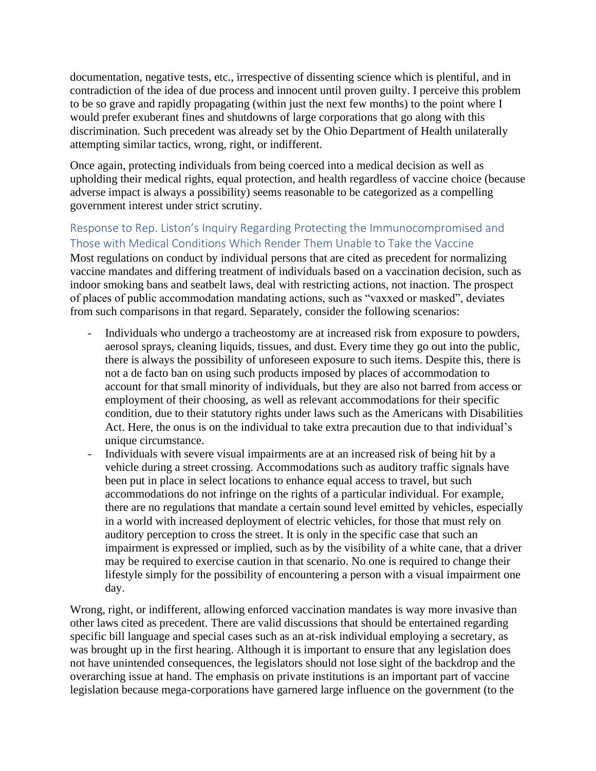documentation, negative tests, etc., irrespective of dissenting science which is plentiful, and in contradiction of the idea of due process and innocent until proven guilty. I perceive this problem to be so grave and rapidly propagating (within just the next few months) to the point where I would prefer exuberant fines and shutdowns of large corporations that go along with this discrimination. Such precedent was already set by the Ohio Department of Health unilaterally attempting similar tactics, wrong, right, or indifferent.

Once again, protecting individuals from being coerced into a medical decision as well as upholding their medical rights, equal protection, and health regardless of vaccine choice (because adverse impact is always a possibility) seems reasonable to be categorized as a compelling government interest under strict scrutiny.

## Response to Rep. Liston's Inquiry Regarding Protecting the Immunocompromised and Those with Medical Conditions Which Render Them Unable to Take the Vaccine

Most regulations on conduct by individual persons that are cited as precedent for normalizing vaccine mandates and differing treatment of individuals based on a vaccination decision, such as indoor smoking bans and seatbelt laws, deal with restricting actions, not inaction. The prospect of places of public accommodation mandating actions, such as "vaxxed or masked", deviates from such comparisons in that regard. Separately, consider the following scenarios:

- Individuals who undergo a tracheostomy are at increased risk from exposure to powders, aerosol sprays, cleaning liquids, tissues, and dust. Every time they go out into the public, there is always the possibility of unforeseen exposure to such items. Despite this, there is not a de facto ban on using such products imposed by places of accommodation to account for that small minority of individuals, but they are also not barred from access or employment of their choosing, as well as relevant accommodations for their specific condition, due to their statutory rights under laws such as the Americans with Disabilities Act. Here, the onus is on the individual to take extra precaution due to that individual's unique circumstance.
- Individuals with severe visual impairments are at an increased risk of being hit by a vehicle during a street crossing. Accommodations such as auditory traffic signals have been put in place in select locations to enhance equal access to travel, but such accommodations do not infringe on the rights of a particular individual. For example, there are no regulations that mandate a certain sound level emitted by vehicles, especially in a world with increased deployment of electric vehicles, for those that must rely on auditory perception to cross the street. It is only in the specific case that such an impairment is expressed or implied, such as by the visibility of a white cane, that a driver may be required to exercise caution in that scenario. No one is required to change their lifestyle simply for the possibility of encountering a person with a visual impairment one day.

Wrong, right, or indifferent, allowing enforced vaccination mandates is way more invasive than other laws cited as precedent. There are valid discussions that should be entertained regarding specific bill language and special cases such as an at-risk individual employing a secretary, as was brought up in the first hearing. Although it is important to ensure that any legislation does not have unintended consequences, the legislators should not lose sight of the backdrop and the overarching issue at hand. The emphasis on private institutions is an important part of vaccine legislation because mega-corporations have garnered large influence on the government (to the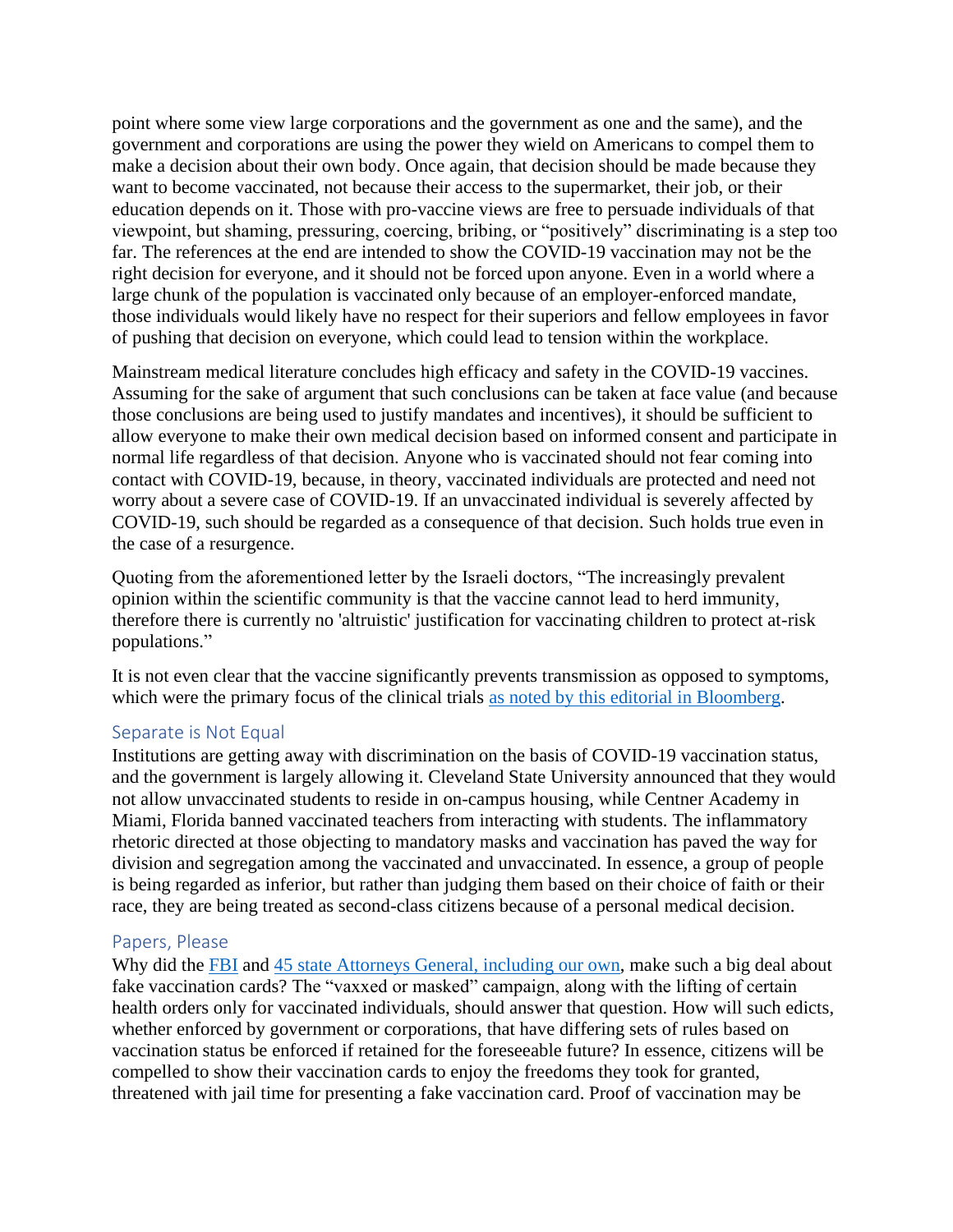point where some view large corporations and the government as one and the same), and the government and corporations are using the power they wield on Americans to compel them to make a decision about their own body. Once again, that decision should be made because they want to become vaccinated, not because their access to the supermarket, their job, or their education depends on it. Those with pro-vaccine views are free to persuade individuals of that viewpoint, but shaming, pressuring, coercing, bribing, or "positively" discriminating is a step too far. The references at the end are intended to show the COVID-19 vaccination may not be the right decision for everyone, and it should not be forced upon anyone. Even in a world where a large chunk of the population is vaccinated only because of an employer-enforced mandate, those individuals would likely have no respect for their superiors and fellow employees in favor of pushing that decision on everyone, which could lead to tension within the workplace.

Mainstream medical literature concludes high efficacy and safety in the COVID-19 vaccines. Assuming for the sake of argument that such conclusions can be taken at face value (and because those conclusions are being used to justify mandates and incentives), it should be sufficient to allow everyone to make their own medical decision based on informed consent and participate in normal life regardless of that decision. Anyone who is vaccinated should not fear coming into contact with COVID-19, because, in theory, vaccinated individuals are protected and need not worry about a severe case of COVID-19. If an unvaccinated individual is severely affected by COVID-19, such should be regarded as a consequence of that decision. Such holds true even in the case of a resurgence.

Quoting from the aforementioned letter by the Israeli doctors, "The increasingly prevalent opinion within the scientific community is that the vaccine cannot lead to herd immunity, therefore there is currently no 'altruistic' justification for vaccinating children to protect at-risk populations."

It is not even clear that the vaccine significantly prevents transmission as opposed to symptoms, which were the primary focus of the clinical trials as noted by this editorial in Bloomberg.

## Separate is Not Equal

Institutions are getting away with discrimination on the basis of COVID-19 vaccination status, and the government is largely allowing it. Cleveland State University announced that they would not allow unvaccinated students to reside in on-campus housing, while Centner Academy in Miami, Florida banned vaccinated teachers from interacting with students. The inflammatory rhetoric directed at those objecting to mandatory masks and vaccination has paved the way for division and segregation among the vaccinated and unvaccinated. In essence, a group of people is being regarded as inferior, but rather than judging them based on their choice of faith or their race, they are being treated as second-class citizens because of a personal medical decision.

## Papers, Please

Why did the FBI and 45 state Attorneys General, including our own, make such a big deal about fake vaccination cards? The "vaxxed or masked" campaign, along with the lifting of certain health orders only for vaccinated individuals, should answer that question. How will such edicts, whether enforced by government or corporations, that have differing sets of rules based on vaccination status be enforced if retained for the foreseeable future? In essence, citizens will be compelled to show their vaccination cards to enjoy the freedoms they took for granted, threatened with jail time for presenting a fake vaccination card. Proof of vaccination may be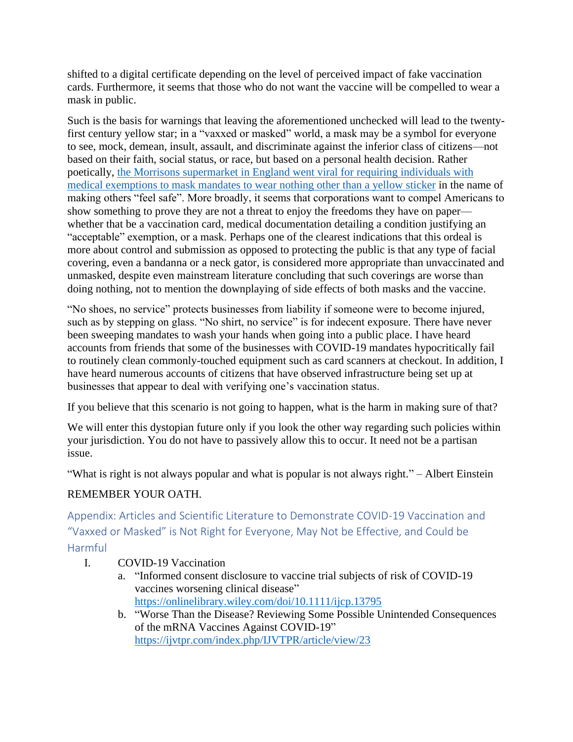shifted to a digital certificate depending on the level of perceived impact of fake vaccination cards. Furthermore, it seems that those who do not want the vaccine will be compelled to wear a mask in public.

Such is the basis for warnings that leaving the aforementioned unchecked will lead to the twenty-first century yellow star; in a "vaxxed or masked" world, a mask may be a symbol for everyone to see, mock, demean, insult, assault, and discriminate against the inferior class of citizens—not based on their faith, social status, or race, but based on a personal health decision. Rather poetically, [the Morrisons supermarket in England went viral for requiring individuals with medical exemptions to mask mandates to wear nothing other than a yellow sticker]() in the name of making others "feel safe". More broadly, it seems that corporations want to compel Americans to show something to prove they are not a threat to enjoy the freedoms they have on paper—whether that be a vaccination card, medical documentation detailing a condition justifying an "acceptable" exemption, or a mask. Perhaps one of the clearest indications that this ordeal is more about control and submission as opposed to protecting the public is that any type of facial covering, even a bandanna or a neck gator, is considered more appropriate than unvaccinated and unmasked, despite even mainstream literature concluding that such coverings are worse than doing nothing, not to mention the downplaying of side effects of both masks and the vaccine.

"No shoes, no service" protects businesses from liability if someone were to become injured, such as by stepping on glass. "No shirt, no service" is for indecent exposure. There have never been sweeping mandates to wash your hands when going into a public place. I have heard accounts from friends that some of the businesses with COVID-19 mandates hypocritically fail to routinely clean commonly-touched equipment such as card scanners at checkout. In addition, I have heard numerous accounts of citizens that have observed infrastructure being set up at businesses that appear to deal with verifying one's vaccination status.

If you believe that this scenario is not going to happen, what is the harm in making sure of that?

We will enter this dystopian future only if you look the other way regarding such policies within your jurisdiction. You do not have to passively allow this to occur. It need not be a partisan issue.

"What is right is not always popular and what is popular is not always right." – Albert Einstein

REMEMBER YOUR OATH.

## Appendix: Articles and Scientific Literature to Demonstrate COVID-19 Vaccination and "Vaxxed or Masked" is Not Right for Everyone, May Not be Effective, and Could be Harmful

I. COVID-19 Vaccination

a. "Informed consent disclosure to vaccine trial subjects of risk of COVID-19 vaccines worsening clinical disease" https://onlinelibrary.wiley.com/doi/10.1111/ijcp.13795

b. "Worse Than the Disease? Reviewing Some Possible Unintended Consequences of the mRNA Vaccines Against COVID-19" https://ijvtpr.com/index.php/IJVTPR/article/view/23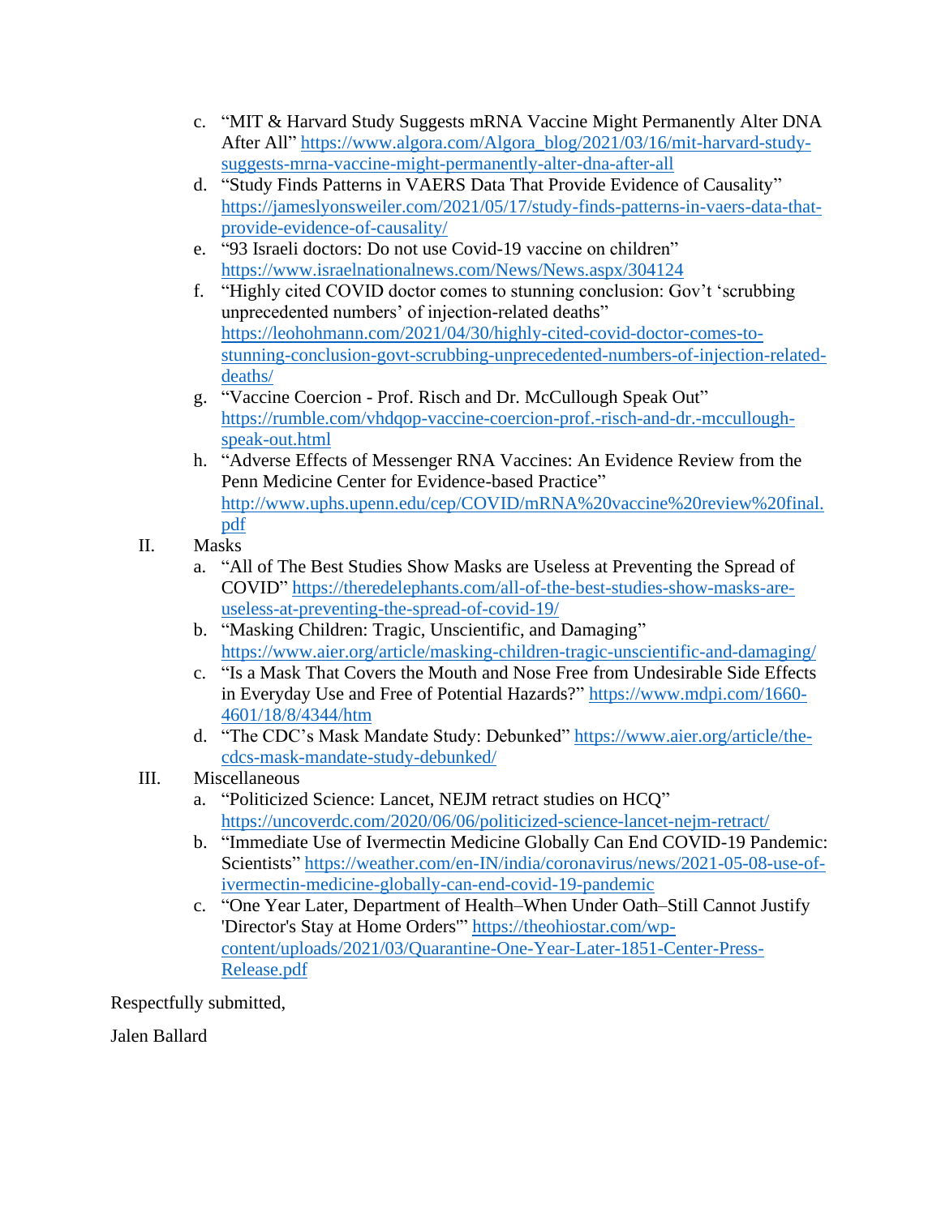c. "MIT & Harvard Study Suggests mRNA Vaccine Might Permanently Alter DNA After All" https://www.algora.com/Algora_blog/2021/03/16/mit-harvard-study-suggests-mrna-vaccine-might-permanently-alter-dna-after-all
   d. "Study Finds Patterns in VAERS Data That Provide Evidence of Causality" https://jameslyonsweiler.com/2021/05/17/study-finds-patterns-in-vaers-data-that-provide-evidence-of-causality/
   e. "93 Israeli doctors: Do not use Covid-19 vaccine on children" https://www.israelnationalnews.com/News/News.aspx/304124
   f. "Highly cited COVID doctor comes to stunning conclusion: Gov't 'scrubbing unprecedented numbers' of injection-related deaths" https://leohohmann.com/2021/04/30/highly-cited-covid-doctor-comes-to-stunning-conclusion-govt-scrubbing-unprecedented-numbers-of-injection-related-deaths/
   g. "Vaccine Coercion - Prof. Risch and Dr. McCullough Speak Out" https://rumble.com/vhdqop-vaccine-coercion-prof.-risch-and-dr.-mccullough-speak-out.html
   h. "Adverse Effects of Messenger RNA Vaccines: An Evidence Review from the Penn Medicine Center for Evidence-based Practice" http://www.uphs.upenn.edu/cep/COVID/mRNA%20vaccine%20review%20final.pdf

II. Masks
   a. "All of The Best Studies Show Masks are Useless at Preventing the Spread of COVID" https://theredelephants.com/all-of-the-best-studies-show-masks-are-useless-at-preventing-the-spread-of-covid-19/
   b. "Masking Children: Tragic, Unscientific, and Damaging" https://www.aier.org/article/masking-children-tragic-unscientific-and-damaging/
   c. "Is a Mask That Covers the Mouth and Nose Free from Undesirable Side Effects in Everyday Use and Free of Potential Hazards?" https://www.mdpi.com/1660-4601/18/8/4344/htm
   d. "The CDC's Mask Mandate Study: Debunked" https://www.aier.org/article/the-cdcs-mask-mandate-study-debunked/

III. Miscellaneous
   a. "Politicized Science: Lancet, NEJM retract studies on HCQ" https://uncoverdc.com/2020/06/06/politicized-science-lancet-nejm-retract/
   b. "Immediate Use of Ivermectin Medicine Globally Can End COVID-19 Pandemic: Scientists" https://weather.com/en-IN/india/coronavirus/news/2021-05-08-use-of-ivermectin-medicine-globally-can-end-covid-19-pandemic
   c. "One Year Later, Department of Health–When Under Oath–Still Cannot Justify 'Director's Stay at Home Orders'" https://theohiostar.com/wp-content/uploads/2021/03/Quarantine-One-Year-Later-1851-Center-Press-Release.pdf

Respectfully submitted,

Jalen Ballard